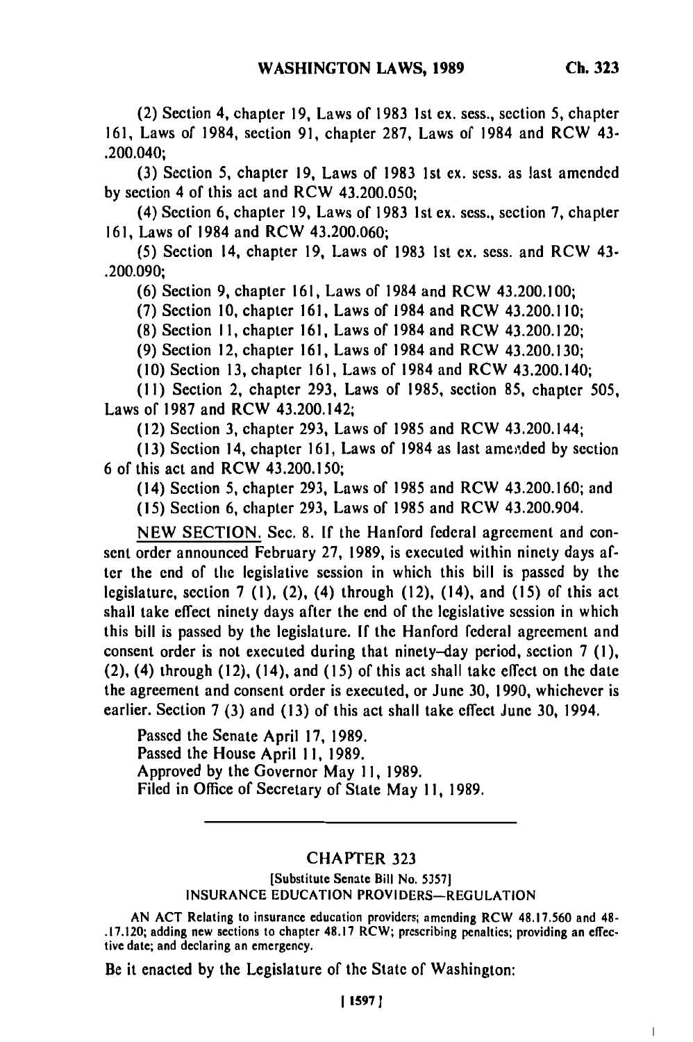(2) Section 4, chapter 19, Laws of 1983 1st ex. sess., section 5, chapter 161, Laws of 1984, section 91, chapter 287, Laws of 1984 and RCW 43.200.040;

(3) Section 5, chapter 19, Laws of 1983 1st ex. sess. as last amended by section 4 of this act and RCW 43.200.050;

(4) Section 6, chapter 19, Laws of 1983 1st ex. sess., section 7, chapter 161, Laws of 1984 and RCW 43.200.060;

(5) Section 14, chapter 19, Laws of 1983 1st ex. sess. and RCW 43.200.090;

(6) Section 9, chapter 161, Laws of 1984 and RCW 43.200.100;

(7) Section 10, chapter 161, Laws of 1984 and RCW 43.200.110;

(8) Section 11, chapter 161, Laws of 1984 and RCW 43.200.120;

(9) Section 12, chapter 161, Laws of 1984 and RCW 43.200.130;

(10) Section 13, chapter 161, Laws of 1984 and RCW 43.200.140;

(11) Section 2, chapter 293, Laws of 1985, section 85, chapter 505, Laws of 1987 and RCW 43.200.142;

(12) Section 3, chapter 293, Laws of 1985 and RCW 43.200.144;

(13) Section 14, chapter 161, Laws of 1984 as last amended by section 6 of this act and RCW 43.200.150;

(14) Section 5, chapter 293, Laws of 1985 and RCW 43.200.160; and

(15) Section 6, chapter 293, Laws of 1985 and RCW 43.200.904.

NEW SECTION. Sec. 8. If the Hanford federal agreement and consent order announced February 27, 1989, is executed within ninety days after the end of the legislative session in which this bill is passed by the legislature, section 7 (1), (2), (4) through (12), (14), and (15) of this act shall take effect ninety days after the end of the legislative session in which this bill is passed by the legislature. If the Hanford federal agreement and consent order is not executed during that ninety-day period, section 7 (1), (2), (4) through (12), (14), and (15) of this act shall take effect on the date the agreement and consent order is executed, or June 30, 1990, whichever is earlier. Section 7 (3) and (13) of this act shall take effect June 30, 1994.

Passed the Senate April 17, 1989.
Passed the House April 11, 1989.
Approved by the Governor May 11, 1989.
Filed in Office of Secretary of State May 11, 1989.

---

## CHAPTER 323

[Substitute Senate Bill No. 5357]

INSURANCE EDUCATION PROVIDERS—REGULATION

AN ACT Relating to insurance education providers; amending RCW 48.17.560 and 48.17.120; adding new sections to chapter 48.17 RCW; prescribing penalties; providing an effective date; and declaring an emergency.

Be it enacted by the Legislature of the State of Washington: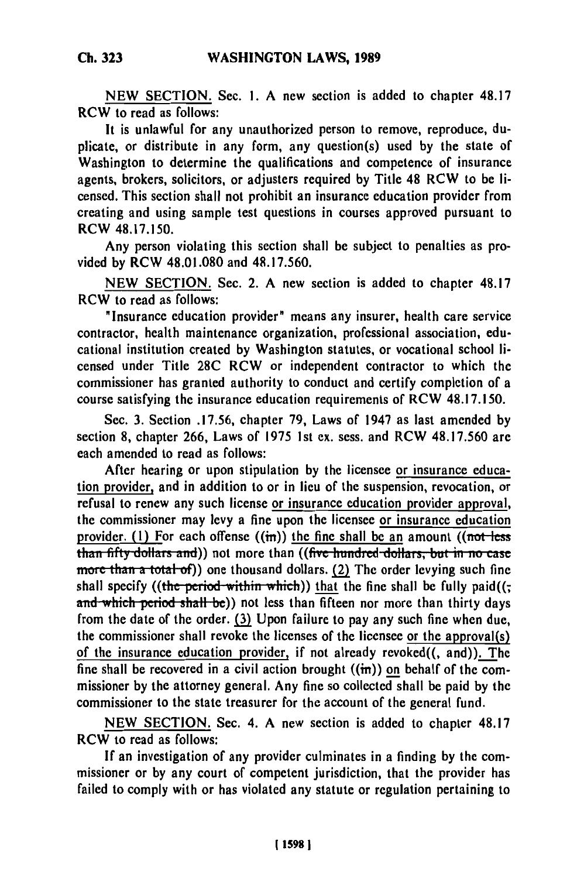NEW SECTION. Sec. 1. A new section is added to chapter 48.17 RCW to read as follows:

It is unlawful for any unauthorized person to remove, reproduce, duplicate, or distribute in any form, any question(s) used by the state of Washington to determine the qualifications and competence of insurance agents, brokers, solicitors, or adjusters required by Title 48 RCW to be licensed. This section shall not prohibit an insurance education provider from creating and using sample test questions in courses approved pursuant to RCW 48.17.150.

Any person violating this section shall be subject to penalties as provided by RCW 48.01.080 and 48.17.560.

NEW SECTION. Sec. 2. A new section is added to chapter 48.17 RCW to read as follows:

"Insurance education provider" means any insurer, health care service contractor, health maintenance organization, professional association, educational institution created by Washington statutes, or vocational school licensed under Title 28C RCW or independent contractor to which the commissioner has granted authority to conduct and certify completion of a course satisfying the insurance education requirements of RCW 48.17.150.

Sec. 3. Section .17.56, chapter 79, Laws of 1947 as last amended by section 8, chapter 266, Laws of 1975 1st ex. sess. and RCW 48.17.560 are each amended to read as follows:

After hearing or upon stipulation by the licensee or insurance education provider, and in addition to or in lieu of the suspension, revocation, or refusal to renew any such license or insurance education provider approval, the commissioner may levy a fine upon the licensee or insurance education provider. (1) For each offense ((in)) the fine shall be an amount ((not less than fifty dollars and)) not more than ((five hundred dollars, but in no case more than a total of)) one thousand dollars. (2) The order levying such fine shall specify ((the period within which)) that the fine shall be fully paid((; and which period shall be)) not less than fifteen nor more than thirty days from the date of the order. (3) Upon failure to pay any such fine when due, the commissioner shall revoke the licenses of the licensee or the approval(s) of the insurance education provider, if not already revoked((, and)). The fine shall be recovered in a civil action brought ((in)) on behalf of the commissioner by the attorney general. Any fine so collected shall be paid by the commissioner to the state treasurer for the account of the general fund.

NEW SECTION. Sec. 4. A new section is added to chapter 48.17 RCW to read as follows:

If an investigation of any provider culminates in a finding by the commissioner or by any court of competent jurisdiction, that the provider has failed to comply with or has violated any statute or regulation pertaining to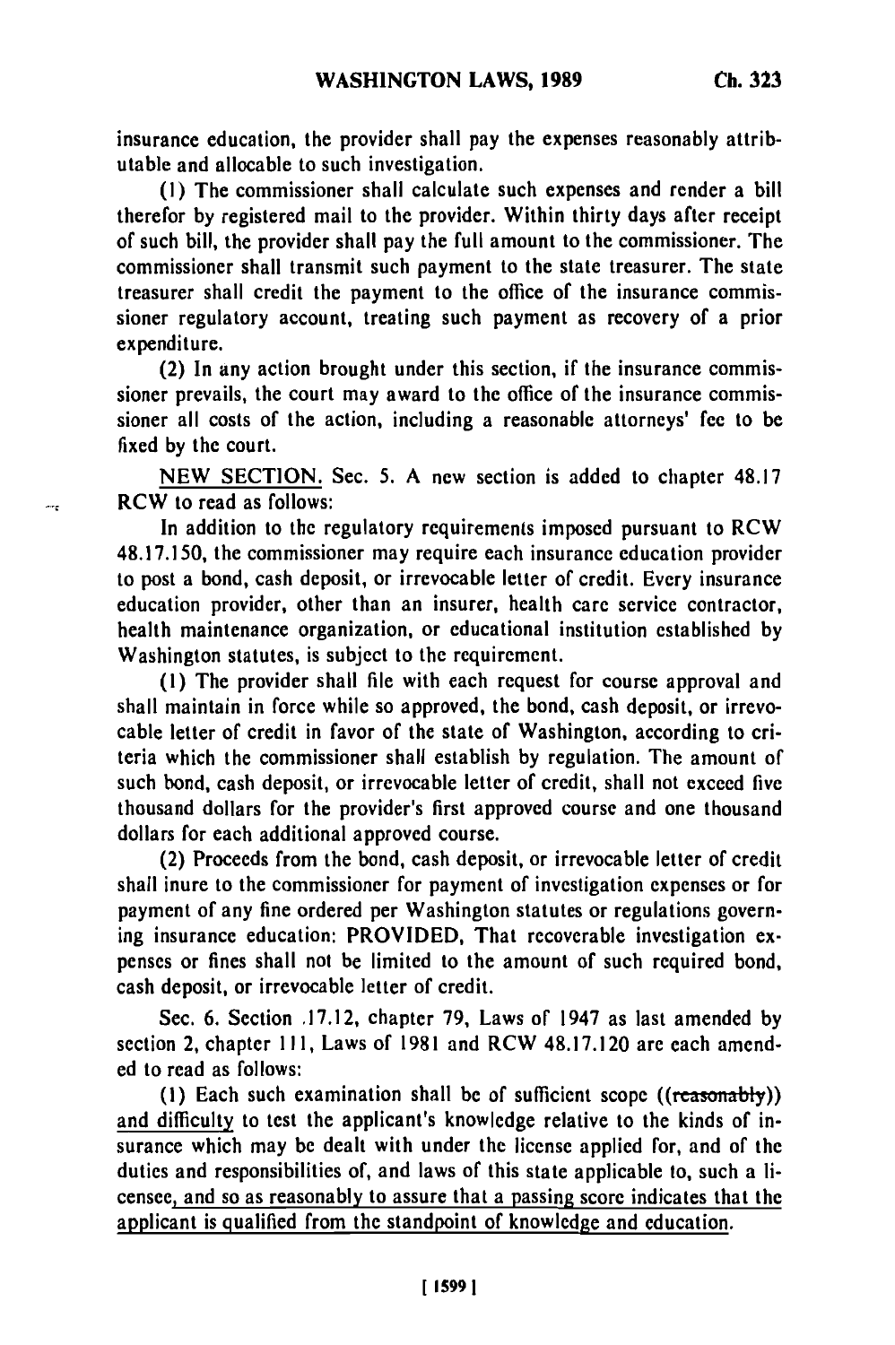insurance education, the provider shall pay the expenses reasonably attributable and allocable to such investigation.

(1) The commissioner shall calculate such expenses and render a bill therefor by registered mail to the provider. Within thirty days after receipt of such bill, the provider shall pay the full amount to the commissioner. The commissioner shall transmit such payment to the state treasurer. The state treasurer shall credit the payment to the office of the insurance commissioner regulatory account, treating such payment as recovery of a prior expenditure.

(2) In any action brought under this section, if the insurance commissioner prevails, the court may award to the office of the insurance commissioner all costs of the action, including a reasonable attorneys' fee to be fixed by the court.

NEW SECTION. Sec. 5. A new section is added to chapter 48.17 RCW to read as follows:

In addition to the regulatory requirements imposed pursuant to RCW 48.17.150, the commissioner may require each insurance education provider to post a bond, cash deposit, or irrevocable letter of credit. Every insurance education provider, other than an insurer, health care service contractor, health maintenance organization, or educational institution established by Washington statutes, is subject to the requirement.

(1) The provider shall file with each request for course approval and shall maintain in force while so approved, the bond, cash deposit, or irrevocable letter of credit in favor of the state of Washington, according to criteria which the commissioner shall establish by regulation. The amount of such bond, cash deposit, or irrevocable letter of credit, shall not exceed five thousand dollars for the provider's first approved course and one thousand dollars for each additional approved course.

(2) Proceeds from the bond, cash deposit, or irrevocable letter of credit shall inure to the commissioner for payment of investigation expenses or for payment of any fine ordered per Washington statutes or regulations governing insurance education: PROVIDED, That recoverable investigation expenses or fines shall not be limited to the amount of such required bond, cash deposit, or irrevocable letter of credit.

Sec. 6. Section 17.12, chapter 79, Laws of 1947 as last amended by section 2, chapter 111, Laws of 1981 and RCW 48.17.120 are each amended to read as follows:

(1) Each such examination shall be of sufficient scope ((~~reasonably~~)) <u>and difficulty</u> to test the applicant's knowledge relative to the kinds of insurance which may be dealt with under the license applied for, and of the duties and responsibilities of, and laws of this state applicable to, such a licensee<u>, and so as reasonably to assure that a passing score indicates that the applicant is qualified from the standpoint of knowledge and education</u>.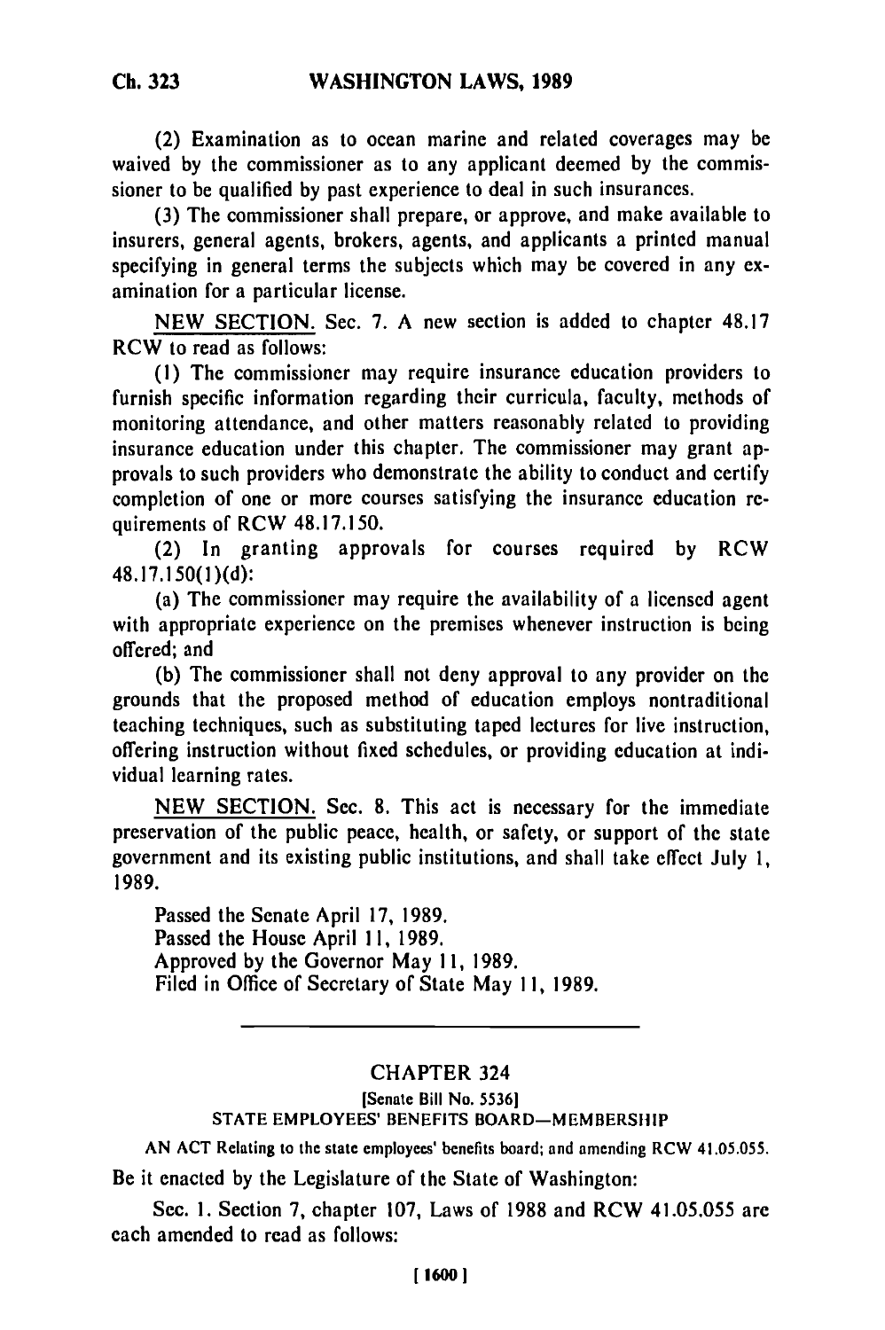(2) Examination as to ocean marine and related coverages may be waived by the commissioner as to any applicant deemed by the commissioner to be qualified by past experience to deal in such insurances.

(3) The commissioner shall prepare, or approve, and make available to insurers, general agents, brokers, agents, and applicants a printed manual specifying in general terms the subjects which may be covered in any examination for a particular license.

NEW SECTION. Sec. 7. A new section is added to chapter 48.17 RCW to read as follows:

(1) The commissioner may require insurance education providers to furnish specific information regarding their curricula, faculty, methods of monitoring attendance, and other matters reasonably related to providing insurance education under this chapter. The commissioner may grant approvals to such providers who demonstrate the ability to conduct and certify completion of one or more courses satisfying the insurance education requirements of RCW 48.17.150.

(2) In granting approvals for courses required by RCW 48.17.150(1)(d):

(a) The commissioner may require the availability of a licensed agent with appropriate experience on the premises whenever instruction is being offered; and

(b) The commissioner shall not deny approval to any provider on the grounds that the proposed method of education employs nontraditional teaching techniques, such as substituting taped lectures for live instruction, offering instruction without fixed schedules, or providing education at individual learning rates.

NEW SECTION. Sec. 8. This act is necessary for the immediate preservation of the public peace, health, or safety, or support of the state government and its existing public institutions, and shall take effect July 1, 1989.

Passed the Senate April 17, 1989.
Passed the House April 11, 1989.
Approved by the Governor May 11, 1989.
Filed in Office of Secretary of State May 11, 1989.

---

## CHAPTER 324

[Senate Bill No. 5536]

STATE EMPLOYEES' BENEFITS BOARD—MEMBERSHIP

AN ACT Relating to the state employees' benefits board; and amending RCW 41.05.055.

Be it enacted by the Legislature of the State of Washington:

Sec. 1. Section 7, chapter 107, Laws of 1988 and RCW 41.05.055 are each amended to read as follows: